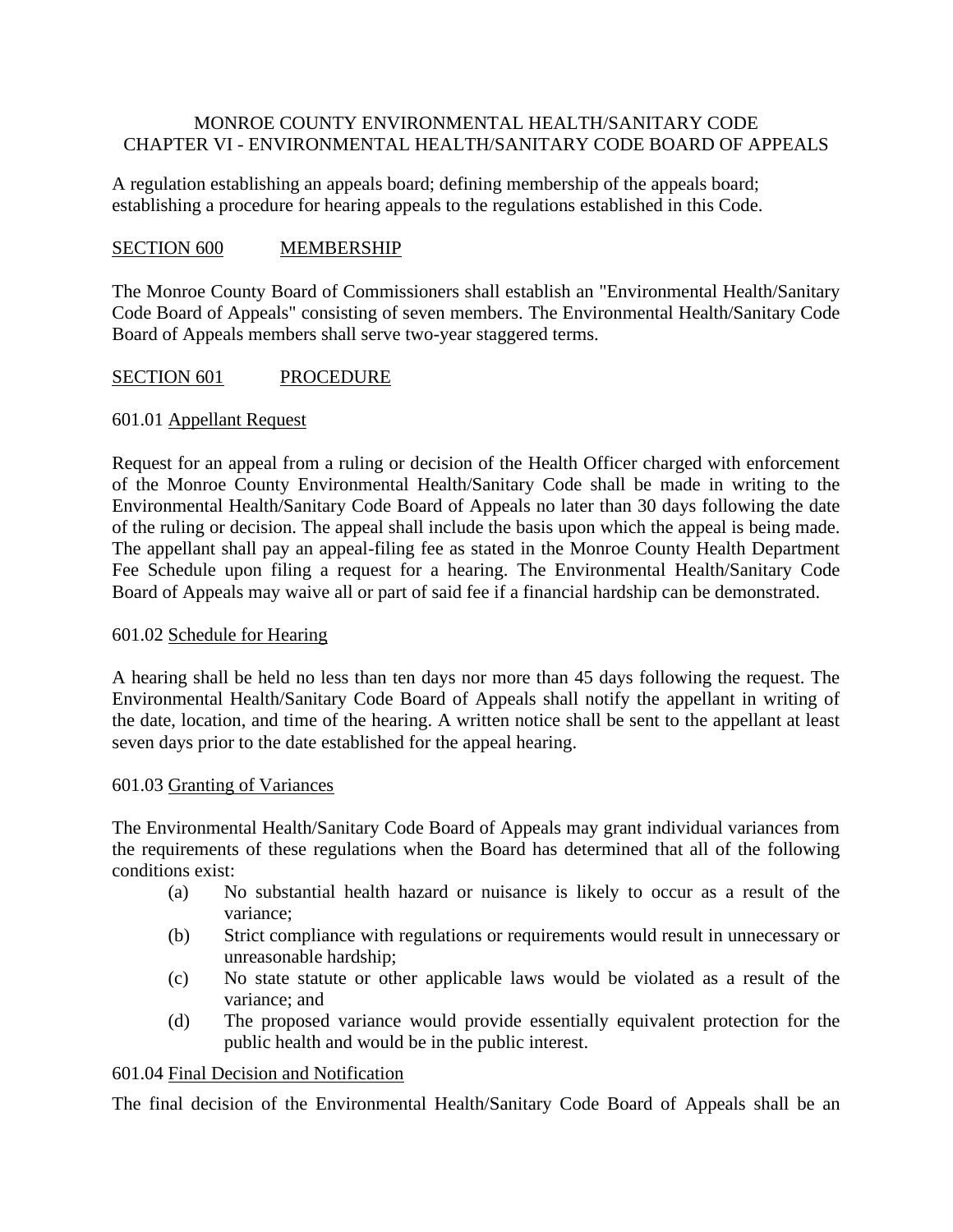# MONROE COUNTY ENVIRONMENTAL HEALTH/SANITARY CODE
## CHAPTER VI - ENVIRONMENTAL HEALTH/SANITARY CODE BOARD OF APPEALS

A regulation establishing an appeals board; defining membership of the appeals board; establishing a procedure for hearing appeals to the regulations established in this Code.

### SECTION 600 MEMBERSHIP

The Monroe County Board of Commissioners shall establish an "Environmental Health/Sanitary Code Board of Appeals" consisting of seven members. The Environmental Health/Sanitary Code Board of Appeals members shall serve two-year staggered terms.

### SECTION 601 PROCEDURE

601.01 Appellant Request

Request for an appeal from a ruling or decision of the Health Officer charged with enforcement of the Monroe County Environmental Health/Sanitary Code shall be made in writing to the Environmental Health/Sanitary Code Board of Appeals no later than 30 days following the date of the ruling or decision. The appeal shall include the basis upon which the appeal is being made. The appellant shall pay an appeal-filing fee as stated in the Monroe County Health Department Fee Schedule upon filing a request for a hearing. The Environmental Health/Sanitary Code Board of Appeals may waive all or part of said fee if a financial hardship can be demonstrated.

601.02 Schedule for Hearing

A hearing shall be held no less than ten days nor more than 45 days following the request. The Environmental Health/Sanitary Code Board of Appeals shall notify the appellant in writing of the date, location, and time of the hearing. A written notice shall be sent to the appellant at least seven days prior to the date established for the appeal hearing.

601.03 Granting of Variances

The Environmental Health/Sanitary Code Board of Appeals may grant individual variances from the requirements of these regulations when the Board has determined that all of the following conditions exist:

- (a) No substantial health hazard or nuisance is likely to occur as a result of the variance;
- (b) Strict compliance with regulations or requirements would result in unnecessary or unreasonable hardship;
- (c) No state statute or other applicable laws would be violated as a result of the variance; and
- (d) The proposed variance would provide essentially equivalent protection for the public health and would be in the public interest.

601.04 Final Decision and Notification

The final decision of the Environmental Health/Sanitary Code Board of Appeals shall be an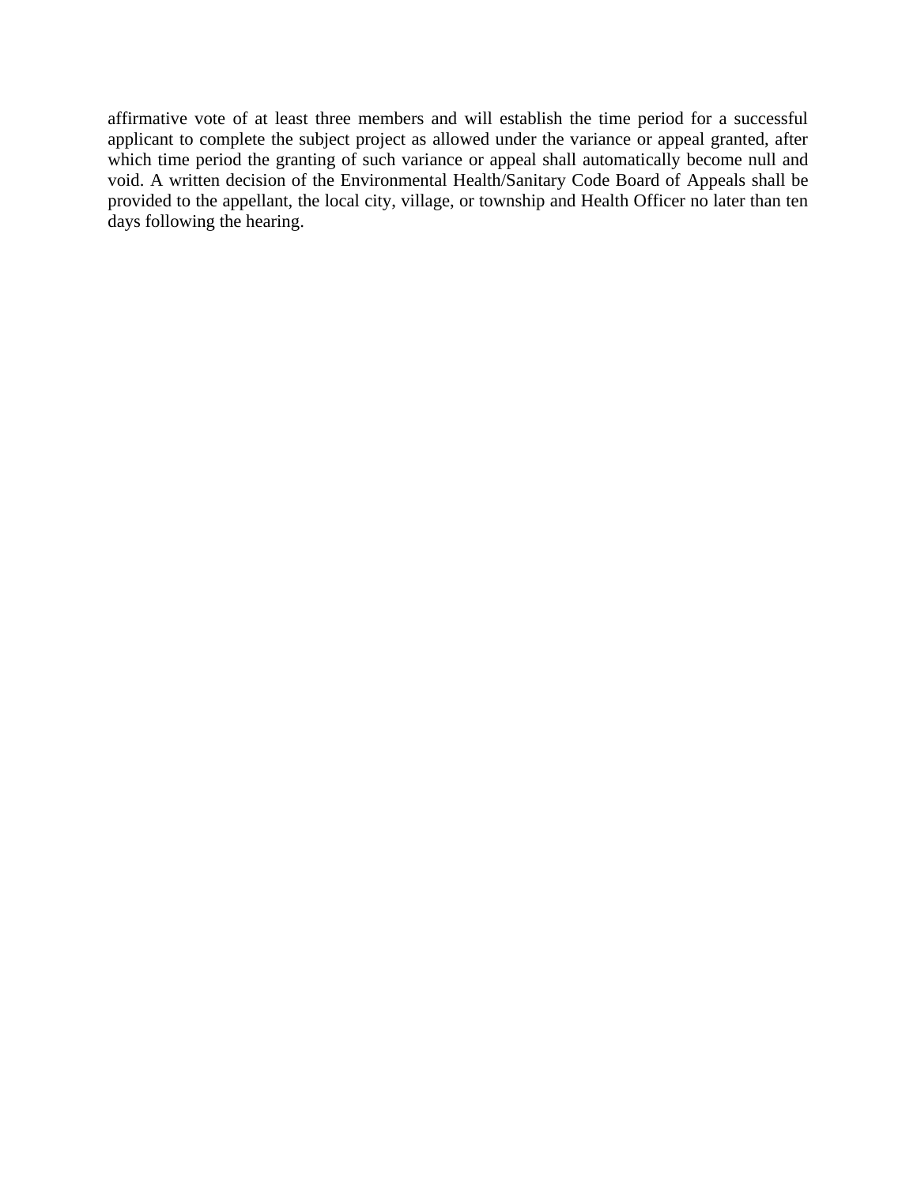affirmative vote of at least three members and will establish the time period for a successful applicant to complete the subject project as allowed under the variance or appeal granted, after which time period the granting of such variance or appeal shall automatically become null and void. A written decision of the Environmental Health/Sanitary Code Board of Appeals shall be provided to the appellant, the local city, village, or township and Health Officer no later than ten days following the hearing.